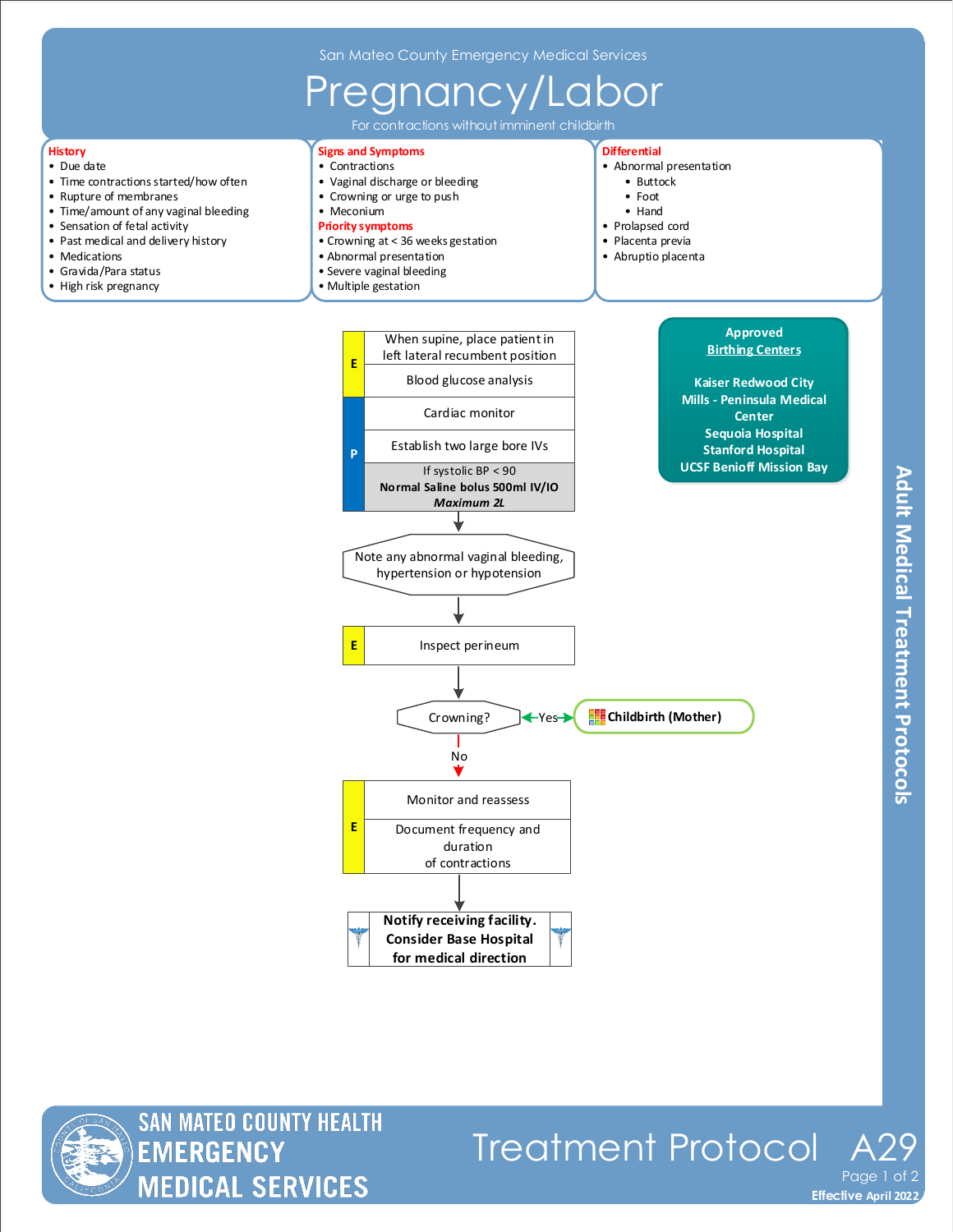San Mateo County Emergency Medical Services

# Pregnancy/Labor

For contractions without imminent childbirth

## History

- Due date
- Time contractions started/how often
- Rupture of membranes
- Time/amount of any vaginal bleeding
- Sensation of fetal activity
- Past medical and delivery history
- Medications
- Gravida/Para status
- High risk pregnancy

## Signs and Symptoms

- Contractions
- Vaginal discharge or bleeding
- Crowning or urge to push
- Meconium

### Priority symptoms

- Crowning at < 36 weeks gestation
- Abnormal presentation
- Severe vaginal bleeding
- Multiple gestation

## Differential

- Abnormal presentation
  - Buttock
  - Foot
  - Hand
- Prolapsed cord
- Placenta previa
- Abruptio placenta

## Approved Birthing Centers

- Kaiser Redwood City
- Mills - Peninsula Medical Center
- Sequoia Hospital
- Stanford Hospital
- UCSF Benioff Mission Bay

## Treatment

**E**
- When supine, place patient in left lateral recumbent position
- Blood glucose analysis

**P**
- Cardiac monitor
- Establish two large bore IVs
- If systolic BP < 90: **Normal Saline bolus 500ml IV/IO** ***Maximum 2L***

↓

Note any abnormal vaginal bleeding, hypertension or hypotension

↓

**E**
- Inspect perineum

↓

Crowning?
- Yes → **Childbirth (Mother)**
- No ↓

**E**
- Monitor and reassess
- Document frequency and duration of contractions

↓

**Notify receiving facility. Consider Base Hospital for medical direction**

Adult Medical Treatment Protocols

Treatment Protocol A29

Effective April 2022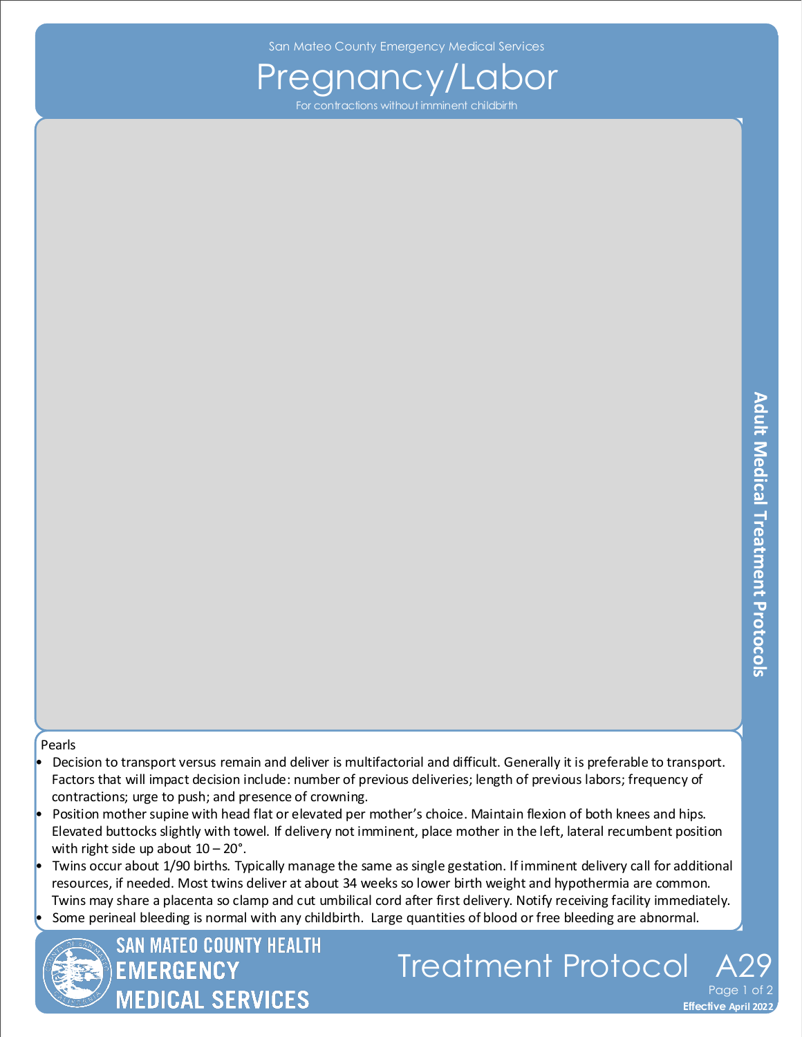San Mateo County Emergency Medical Services

# Pregnancy/Labor

For contractions without imminent childbirth

Adult Medical Treatment Protocols

Pearls

- Decision to transport versus remain and deliver is multifactorial and difficult. Generally it is preferable to transport. Factors that will impact decision include: number of previous deliveries; length of previous labors; frequency of contractions; urge to push; and presence of crowning.
- Position mother supine with head flat or elevated per mother's choice. Maintain flexion of both knees and hips. Elevated buttocks slightly with towel. If delivery not imminent, place mother in the left, lateral recumbent position with right side up about 10 – 20°.
- Twins occur about 1/90 births. Typically manage the same as single gestation. If imminent delivery call for additional resources, if needed. Most twins deliver at about 34 weeks so lower birth weight and hypothermia are common. Twins may share a placenta so clamp and cut umbilical cord after first delivery. Notify receiving facility immediately.
- Some perineal bleeding is normal with any childbirth. Large quantities of blood or free bleeding are abnormal.

SAN MATEO COUNTY HEALTH
EMERGENCY
MEDICAL SERVICES

Treatment Protocol A29

Effective April 2022